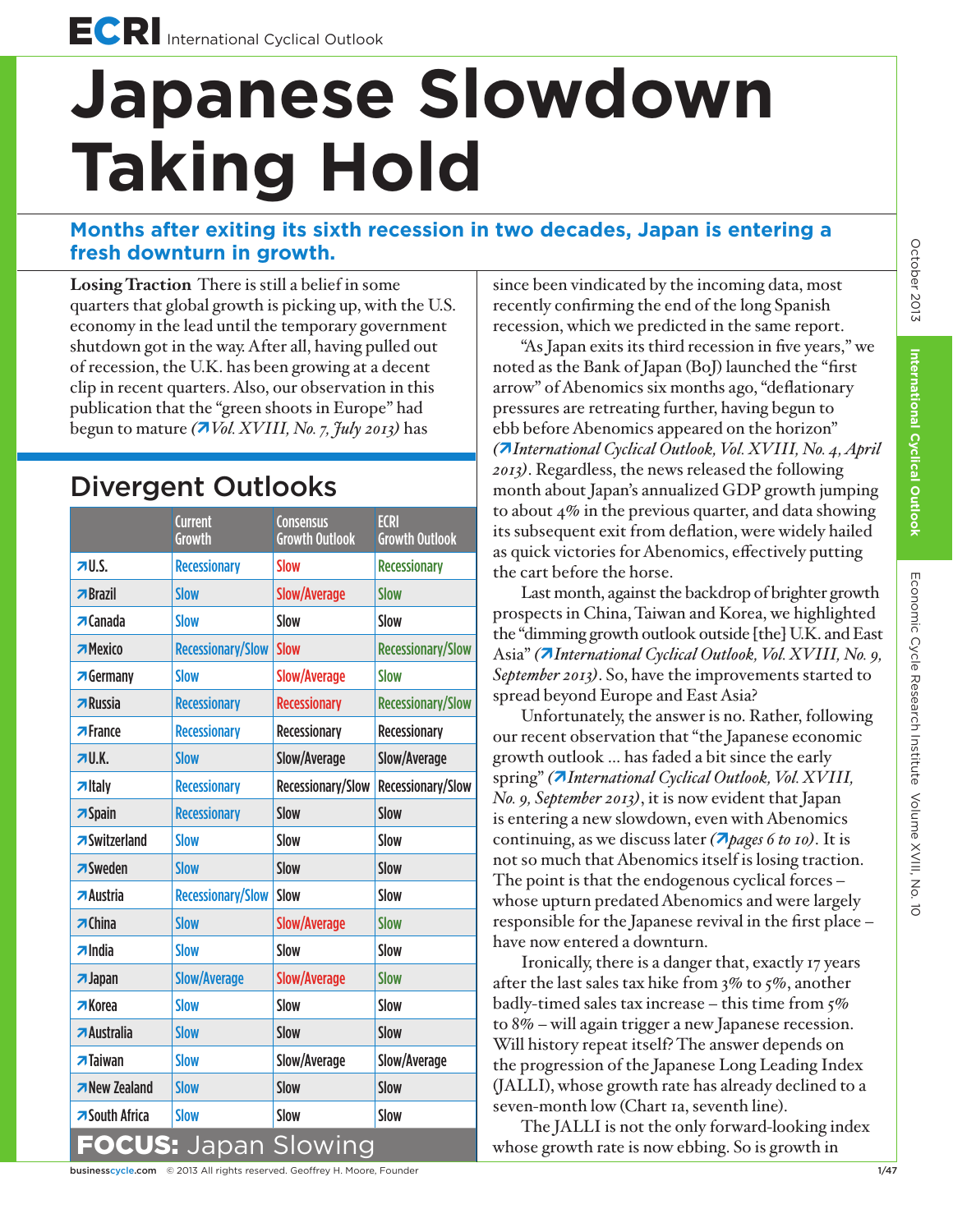# Japanese Slowdown Taking Hold

**Months after exiting its sixth recession in two decades, Japan is entering a fresh downturn in growth.**

**Losing Traction** There is still a belief in some quarters that global growth is picking up, with the U.S. economy in the lead until the temporary government shutdown got in the way. After all, having pulled out of recession, the U.K. has been growing at a decent clip in recent quarters. Also, our observation in this publication that the "green shoots in Europe" had begun to mature *(↗Vol. XVIII, No. 7, July 2013)* has since been vindicated by the incoming data, most recently confirming the end of the long Spanish recession, which we predicted in the same report.

"As Japan exits its third recession in five years," we noted as the Bank of Japan (BoJ) launched the "first arrow" of Abenomics six months ago, "deflationary pressures are retreating further, having begun to ebb before Abenomics appeared on the horizon" *(↗International Cyclical Outlook, Vol. XVIII, No. 4, April 2013)*. Regardless, the news released the following month about Japan's annualized GDP growth jumping to about 4% in the previous quarter, and data showing its subsequent exit from deflation, were widely hailed as quick victories for Abenomics, effectively putting the cart before the horse.

Last month, against the backdrop of brighter growth prospects in China, Taiwan and Korea, we highlighted the "dimming growth outlook outside [the] U.K. and East Asia" *(↗International Cyclical Outlook, Vol. XVIII, No. 9, September 2013)*. So, have the improvements started to spread beyond Europe and East Asia?

Unfortunately, the answer is no. Rather, following our recent observation that "the Japanese economic growth outlook ... has faded a bit since the early spring" *(↗International Cyclical Outlook, Vol. XVIII, No. 9, September 2013)*, it is now evident that Japan is entering a new slowdown, even with Abenomics continuing, as we discuss later *(↗pages 6 to 10)*. It is not so much that Abenomics itself is losing traction. The point is that the endogenous cyclical forces – whose upturn predated Abenomics and were largely responsible for the Japanese revival in the first place – have now entered a downturn.

Ironically, there is a danger that, exactly 17 years after the last sales tax hike from 3% to 5%, another badly-timed sales tax increase – this time from 5% to 8% – will again trigger a new Japanese recession. Will history repeat itself? The answer depends on the progression of the Japanese Long Leading Index (JALLI), whose growth rate has already declined to a seven-month low (Chart 1a, seventh line).

The JALLI is not the only forward-looking index whose growth rate is now ebbing. So is growth in

## Divergent Outlooks

| | Current Growth | Consensus Growth Outlook | ECRI Growth Outlook |
|---|---|---|---|
| ↗U.S. | Recessionary | Slow | Recessionary |
| ↗Brazil | Slow | Slow/Average | Slow |
| ↗Canada | Slow | Slow | Slow |
| ↗Mexico | Recessionary/Slow | Slow | Recessionary/Slow |
| ↗Germany | Slow | Slow/Average | Slow |
| ↗Russia | Recessionary | Recessionary | Recessionary/Slow |
| ↗France | Recessionary | Recessionary | Recessionary |
| ↗U.K. | Slow | Slow/Average | Slow/Average |
| ↗Italy | Recessionary | Recessionary/Slow | Recessionary/Slow |
| ↗Spain | Recessionary | Slow | Slow |
| ↗Switzerland | Slow | Slow | Slow |
| ↗Sweden | Slow | Slow | Slow |
| ↗Austria | Recessionary/Slow | Slow | Slow |
| ↗China | Slow | Slow/Average | Slow |
| ↗India | Slow | Slow | Slow |
| ↗Japan | Slow/Average | Slow/Average | Slow |
| ↗Korea | Slow | Slow | Slow |
| ↗Australia | Slow | Slow | Slow |
| ↗Taiwan | Slow | Slow/Average | Slow/Average |
| ↗New Zealand | Slow | Slow | Slow |
| ↗South Africa | Slow | Slow | Slow |

**FOCUS:** Japan Slowing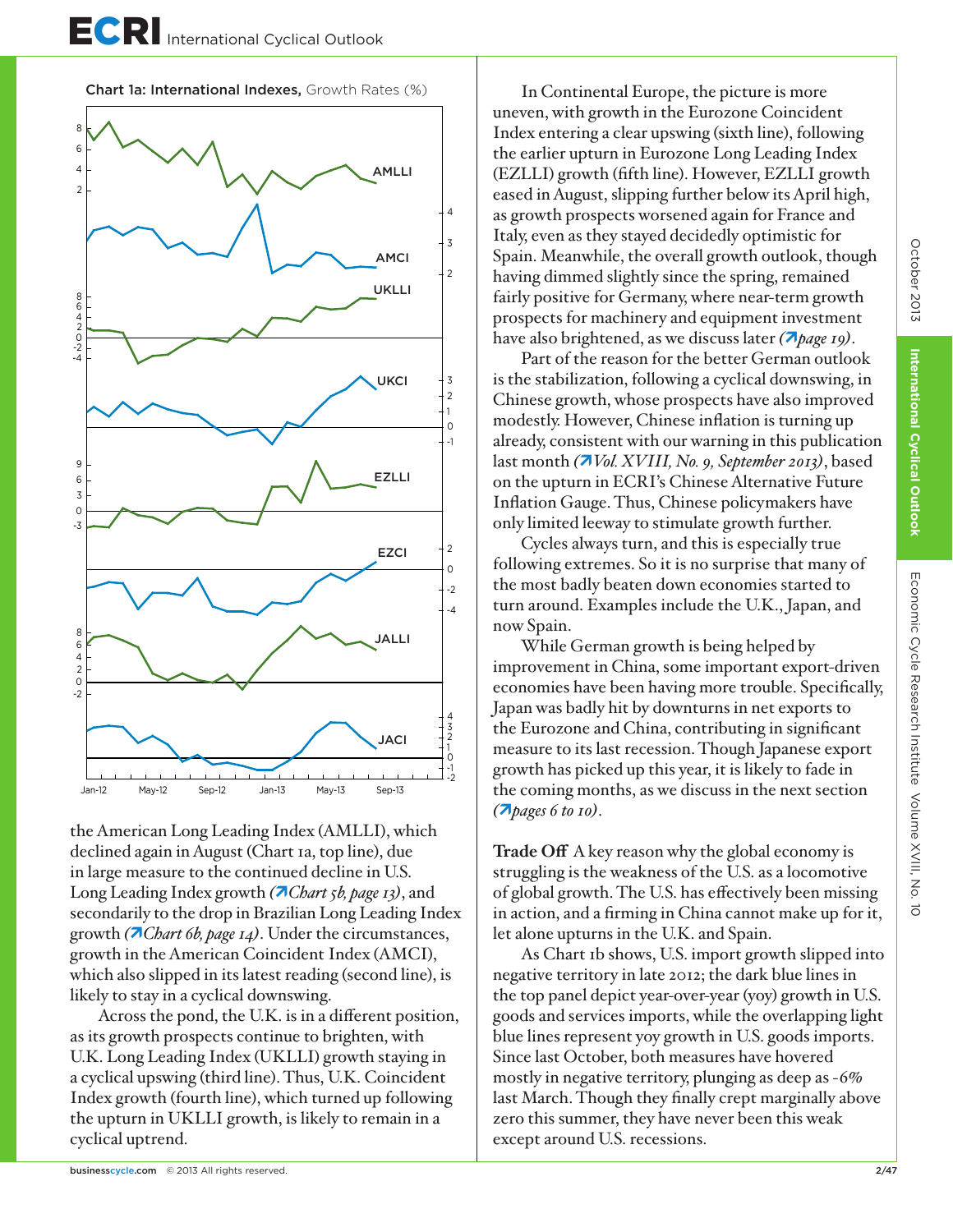**Chart 1a: International Indexes,** Growth Rates (%)

AMLLI
AMCI
UKLLI
UKCI
EZLLI
EZCI
JALLI
JACI

8
6
4
2

4
3
2

8
6
4
2
0
-2
-4

3
2
1
0
-1

9
6
3
0
-3

2
0
-2
-4

8
6
4
2
0
-2

4
3
2
1
0
-1
-2

Jan-12 May-12 Sep-12 Jan-13 May-13 Sep-13

the American Long Leading Index (AMLLI), which declined again in August (Chart 1a, top line), due in large measure to the continued decline in U.S. Long Leading Index growth *(↗Chart 5b, page 13)*, and secondarily to the drop in Brazilian Long Leading Index growth *(↗Chart 6b, page 14)*. Under the circumstances, growth in the American Coincident Index (AMCI), which also slipped in its latest reading (second line), is likely to stay in a cyclical downswing.

Across the pond, the U.K. is in a different position, as its growth prospects continue to brighten, with U.K. Long Leading Index (UKLLI) growth staying in a cyclical upswing (third line). Thus, U.K. Coincident Index growth (fourth line), which turned up following the upturn in UKLLI growth, is likely to remain in a cyclical uptrend.

In Continental Europe, the picture is more uneven, with growth in the Eurozone Coincident Index entering a clear upswing (sixth line), following the earlier upturn in Eurozone Long Leading Index (EZLLI) growth (fifth line). However, EZLLI growth eased in August, slipping further below its April high, as growth prospects worsened again for France and Italy, even as they stayed decidedly optimistic for Spain. Meanwhile, the overall growth outlook, though having dimmed slightly since the spring, remained fairly positive for Germany, where near-term growth prospects for machinery and equipment investment have also brightened, as we discuss later *(↗page 19)*.

Part of the reason for the better German outlook is the stabilization, following a cyclical downswing, in Chinese growth, whose prospects have also improved modestly. However, Chinese inflation is turning up already, consistent with our warning in this publication last month *(↗Vol. XVIII, No. 9, September 2013)*, based on the upturn in ECRI's Chinese Alternative Future Inflation Gauge. Thus, Chinese policymakers have only limited leeway to stimulate growth further.

Cycles always turn, and this is especially true following extremes. So it is no surprise that many of the most badly beaten down economies started to turn around. Examples include the U.K., Japan, and now Spain.

While German growth is being helped by improvement in China, some important export-driven economies have been having more trouble. Specifically, Japan was badly hit by downturns in net exports to the Eurozone and China, contributing in significant measure to its last recession. Though Japanese export growth has picked up this year, it is likely to fade in the coming months, as we discuss in the next section *(↗pages 6 to 10)*.

**Trade Off** A key reason why the global economy is struggling is the weakness of the U.S. as a locomotive of global growth. The U.S. has effectively been missing in action, and a firming in China cannot make up for it, let alone upturns in the U.K. and Spain.

As Chart 1b shows, U.S. import growth slipped into negative territory in late 2012; the dark blue lines in the top panel depict year-over-year (yoy) growth in U.S. goods and services imports, while the overlapping light blue lines represent yoy growth in U.S. goods imports. Since last October, both measures have hovered mostly in negative territory, plunging as deep as -6% last March. Though they finally crept marginally above zero this summer, they have never been this weak except around U.S. recessions.